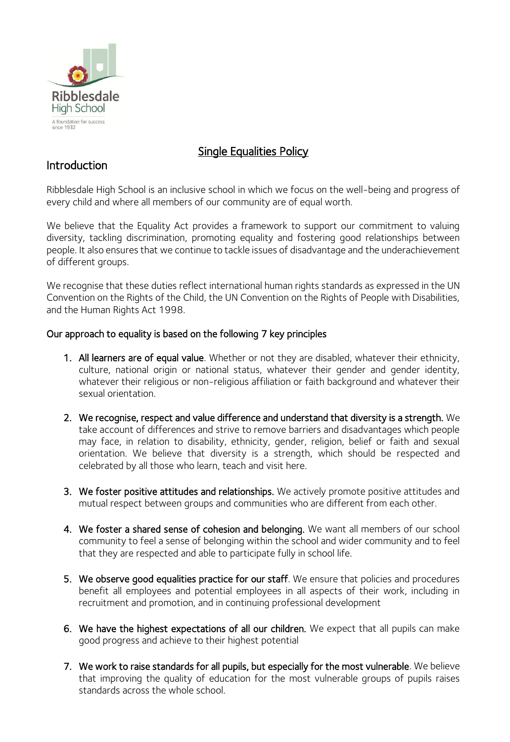Ribblesdale High School

A foundation for success since 1932

# Single Equalities Policy

## Introduction

Ribblesdale High School is an inclusive school in which we focus on the well-being and progress of every child and where all members of our community are of equal worth.

We believe that the Equality Act provides a framework to support our commitment to valuing diversity, tackling discrimination, promoting equality and fostering good relationships between people. It also ensures that we continue to tackle issues of disadvantage and the underachievement of different groups.

We recognise that these duties reflect international human rights standards as expressed in the UN Convention on the Rights of the Child, the UN Convention on the Rights of People with Disabilities, and the Human Rights Act 1998.

### Our approach to equality is based on the following 7 key principles

1. **All learners are of equal value**. Whether or not they are disabled, whatever their ethnicity, culture, national origin or national status, whatever their gender and gender identity, whatever their religious or non-religious affiliation or faith background and whatever their sexual orientation.

2. **We recognise, respect and value difference and understand that diversity is a strength.** We take account of differences and strive to remove barriers and disadvantages which people may face, in relation to disability, ethnicity, gender, religion, belief or faith and sexual orientation. We believe that diversity is a strength, which should be respected and celebrated by all those who learn, teach and visit here.

3. **We foster positive attitudes and relationships.** We actively promote positive attitudes and mutual respect between groups and communities who are different from each other.

4. **We foster a shared sense of cohesion and belonging.** We want all members of our school community to feel a sense of belonging within the school and wider community and to feel that they are respected and able to participate fully in school life.

5. **We observe good equalities practice for our staff**. We ensure that policies and procedures benefit all employees and potential employees in all aspects of their work, including in recruitment and promotion, and in continuing professional development

6. **We have the highest expectations of all our children.** We expect that all pupils can make good progress and achieve to their highest potential

7. **We work to raise standards for all pupils, but especially for the most vulnerable**. We believe that improving the quality of education for the most vulnerable groups of pupils raises standards across the whole school.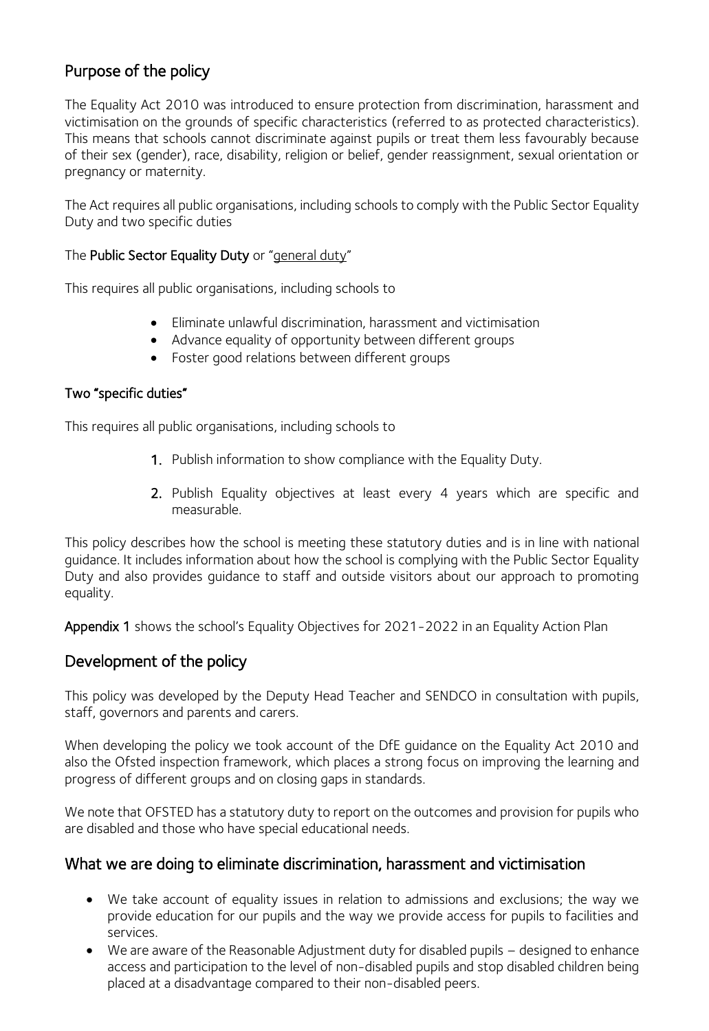## Purpose of the policy

The Equality Act 2010 was introduced to ensure protection from discrimination, harassment and victimisation on the grounds of specific characteristics (referred to as protected characteristics). This means that schools cannot discriminate against pupils or treat them less favourably because of their sex (gender), race, disability, religion or belief, gender reassignment, sexual orientation or pregnancy or maternity.

The Act requires all public organisations, including schools to comply with the Public Sector Equality Duty and two specific duties

The **Public Sector Equality Duty** or "general duty"

This requires all public organisations, including schools to

- Eliminate unlawful discrimination, harassment and victimisation
- Advance equality of opportunity between different groups
- Foster good relations between different groups

**Two "specific duties"**

This requires all public organisations, including schools to

1. Publish information to show compliance with the Equality Duty.
2. Publish Equality objectives at least every 4 years which are specific and measurable.

This policy describes how the school is meeting these statutory duties and is in line with national guidance. It includes information about how the school is complying with the Public Sector Equality Duty and also provides guidance to staff and outside visitors about our approach to promoting equality.

**Appendix 1** shows the school's Equality Objectives for 2021-2022 in an Equality Action Plan

## Development of the policy

This policy was developed by the Deputy Head Teacher and SENDCO in consultation with pupils, staff, governors and parents and carers.

When developing the policy we took account of the DfE guidance on the Equality Act 2010 and also the Ofsted inspection framework, which places a strong focus on improving the learning and progress of different groups and on closing gaps in standards.

We note that OFSTED has a statutory duty to report on the outcomes and provision for pupils who are disabled and those who have special educational needs.

## What we are doing to eliminate discrimination, harassment and victimisation

- We take account of equality issues in relation to admissions and exclusions; the way we provide education for our pupils and the way we provide access for pupils to facilities and services.
- We are aware of the Reasonable Adjustment duty for disabled pupils – designed to enhance access and participation to the level of non-disabled pupils and stop disabled children being placed at a disadvantage compared to their non-disabled peers.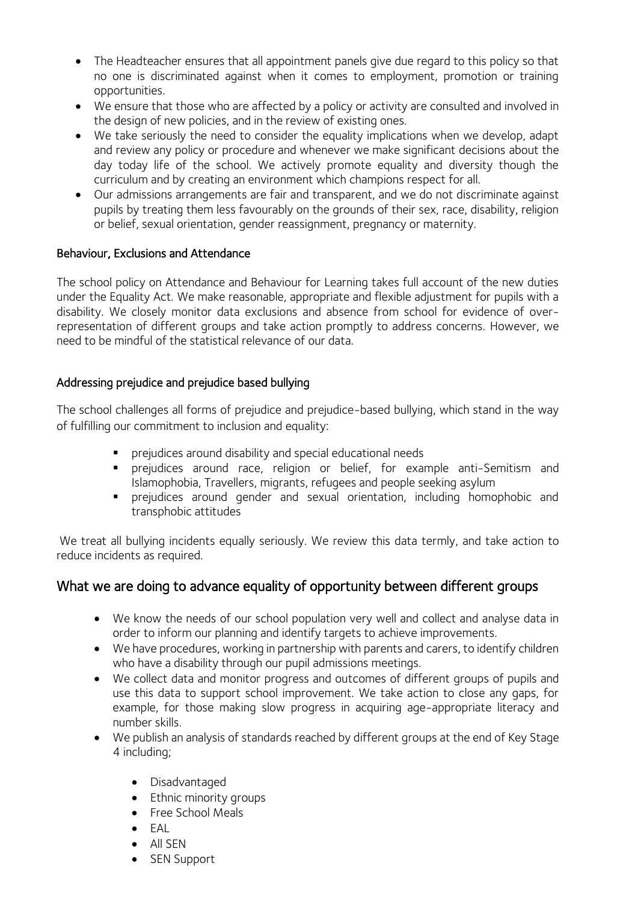- The Headteacher ensures that all appointment panels give due regard to this policy so that no one is discriminated against when it comes to employment, promotion or training opportunities.
- We ensure that those who are affected by a policy or activity are consulted and involved in the design of new policies, and in the review of existing ones.
- We take seriously the need to consider the equality implications when we develop, adapt and review any policy or procedure and whenever we make significant decisions about the day today life of the school. We actively promote equality and diversity though the curriculum and by creating an environment which champions respect for all.
- Our admissions arrangements are fair and transparent, and we do not discriminate against pupils by treating them less favourably on the grounds of their sex, race, disability, religion or belief, sexual orientation, gender reassignment, pregnancy or maternity.

### Behaviour, Exclusions and Attendance

The school policy on Attendance and Behaviour for Learning takes full account of the new duties under the Equality Act. We make reasonable, appropriate and flexible adjustment for pupils with a disability. We closely monitor data exclusions and absence from school for evidence of over-representation of different groups and take action promptly to address concerns. However, we need to be mindful of the statistical relevance of our data.

### Addressing prejudice and prejudice based bullying

The school challenges all forms of prejudice and prejudice-based bullying, which stand in the way of fulfilling our commitment to inclusion and equality:

- prejudices around disability and special educational needs
- prejudices around race, religion or belief, for example anti-Semitism and Islamophobia, Travellers, migrants, refugees and people seeking asylum
- prejudices around gender and sexual orientation, including homophobic and transphobic attitudes

We treat all bullying incidents equally seriously. We review this data termly, and take action to reduce incidents as required.

## What we are doing to advance equality of opportunity between different groups

- We know the needs of our school population very well and collect and analyse data in order to inform our planning and identify targets to achieve improvements.
- We have procedures, working in partnership with parents and carers, to identify children who have a disability through our pupil admissions meetings.
- We collect data and monitor progress and outcomes of different groups of pupils and use this data to support school improvement. We take action to close any gaps, for example, for those making slow progress in acquiring age-appropriate literacy and number skills.
- We publish an analysis of standards reached by different groups at the end of Key Stage 4 including;
    - Disadvantaged
    - Ethnic minority groups
    - Free School Meals
    - EAL
    - All SEN
    - SEN Support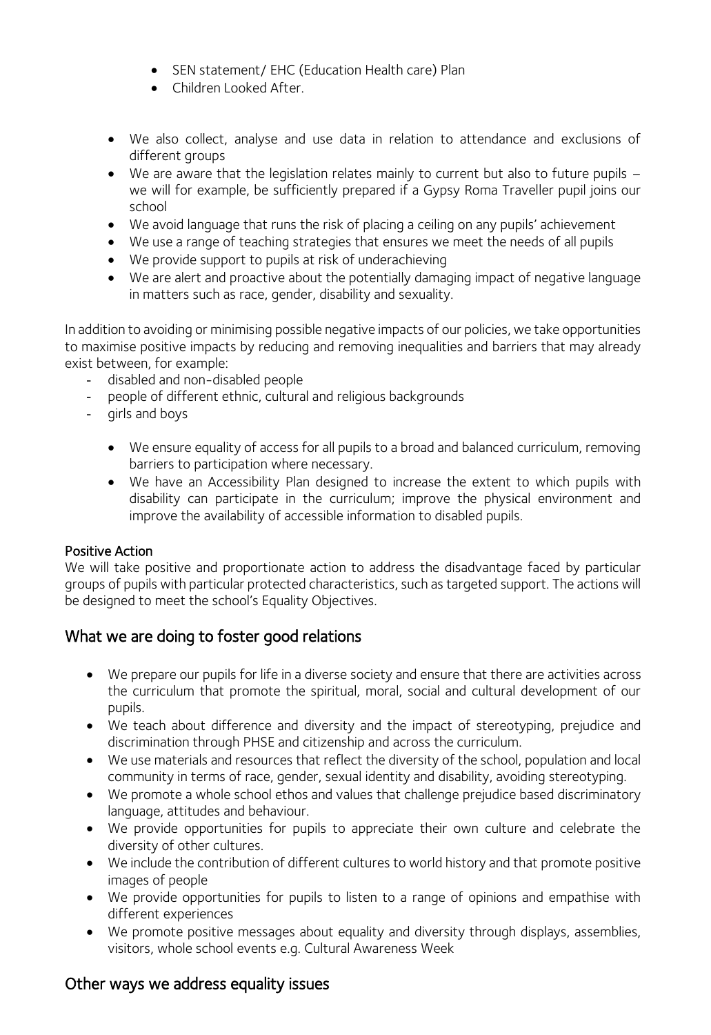- SEN statement/ EHC (Education Health care) Plan
  - Children Looked After.

- We also collect, analyse and use data in relation to attendance and exclusions of different groups
- We are aware that the legislation relates mainly to current but also to future pupils – we will for example, be sufficiently prepared if a Gypsy Roma Traveller pupil joins our school
- We avoid language that runs the risk of placing a ceiling on any pupils' achievement
- We use a range of teaching strategies that ensures we meet the needs of all pupils
- We provide support to pupils at risk of underachieving
- We are alert and proactive about the potentially damaging impact of negative language in matters such as race, gender, disability and sexuality.

In addition to avoiding or minimising possible negative impacts of our policies, we take opportunities to maximise positive impacts by reducing and removing inequalities and barriers that may already exist between, for example:

- disabled and non-disabled people
- people of different ethnic, cultural and religious backgrounds
- girls and boys

  - We ensure equality of access for all pupils to a broad and balanced curriculum, removing barriers to participation where necessary.
  - We have an Accessibility Plan designed to increase the extent to which pupils with disability can participate in the curriculum; improve the physical environment and improve the availability of accessible information to disabled pupils.

**Positive Action**

We will take positive and proportionate action to address the disadvantage faced by particular groups of pupils with particular protected characteristics, such as targeted support. The actions will be designed to meet the school's Equality Objectives.

## What we are doing to foster good relations

- We prepare our pupils for life in a diverse society and ensure that there are activities across the curriculum that promote the spiritual, moral, social and cultural development of our pupils.
- We teach about difference and diversity and the impact of stereotyping, prejudice and discrimination through PHSE and citizenship and across the curriculum.
- We use materials and resources that reflect the diversity of the school, population and local community in terms of race, gender, sexual identity and disability, avoiding stereotyping.
- We promote a whole school ethos and values that challenge prejudice based discriminatory language, attitudes and behaviour.
- We provide opportunities for pupils to appreciate their own culture and celebrate the diversity of other cultures.
- We include the contribution of different cultures to world history and that promote positive images of people
- We provide opportunities for pupils to listen to a range of opinions and empathise with different experiences
- We promote positive messages about equality and diversity through displays, assemblies, visitors, whole school events e.g. Cultural Awareness Week

## Other ways we address equality issues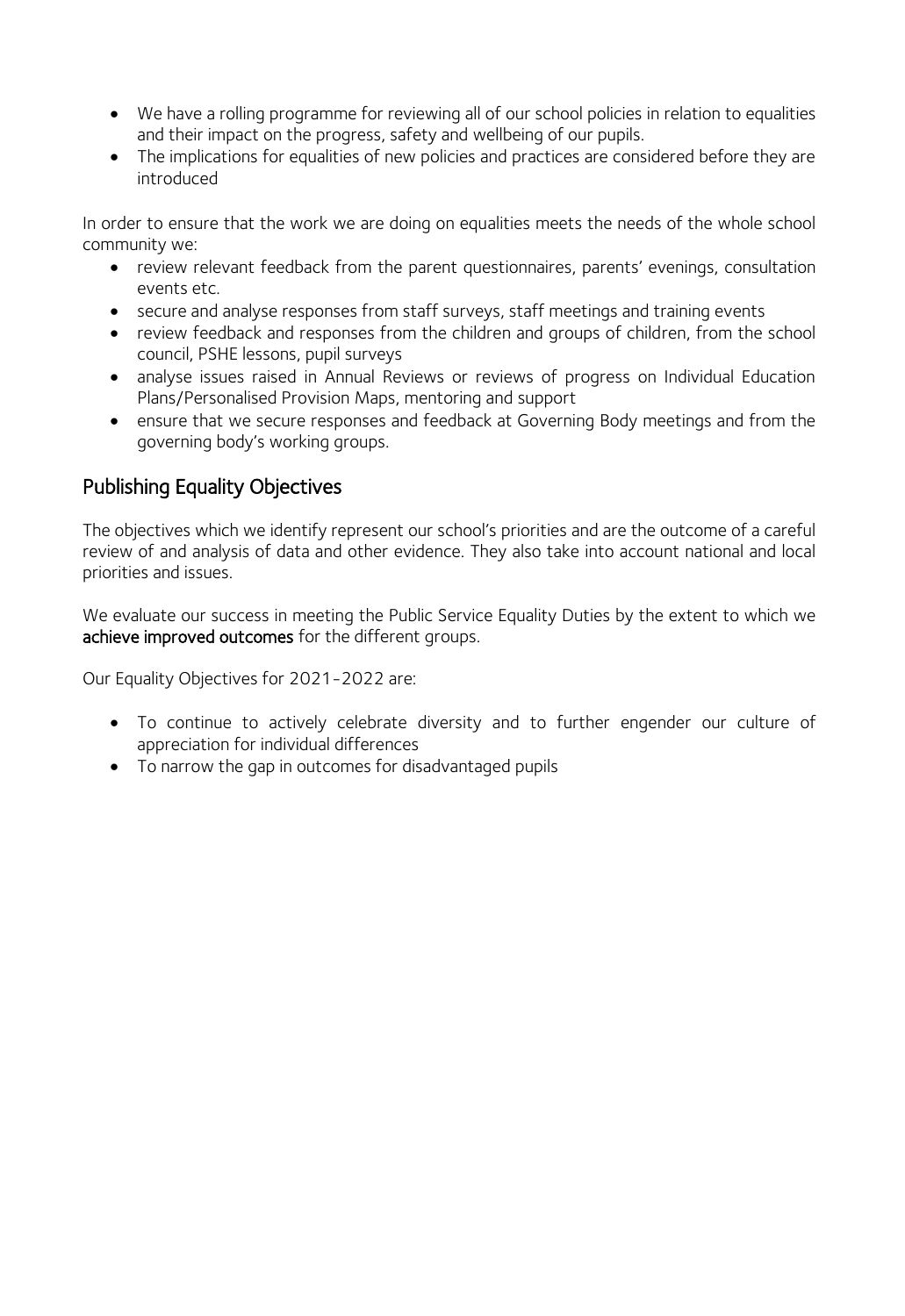- We have a rolling programme for reviewing all of our school policies in relation to equalities and their impact on the progress, safety and wellbeing of our pupils.
- The implications for equalities of new policies and practices are considered before they are introduced

In order to ensure that the work we are doing on equalities meets the needs of the whole school community we:

- review relevant feedback from the parent questionnaires, parents' evenings, consultation events etc.
- secure and analyse responses from staff surveys, staff meetings and training events
- review feedback and responses from the children and groups of children, from the school council, PSHE lessons, pupil surveys
- analyse issues raised in Annual Reviews or reviews of progress on Individual Education Plans/Personalised Provision Maps, mentoring and support
- ensure that we secure responses and feedback at Governing Body meetings and from the governing body's working groups.

## Publishing Equality Objectives

The objectives which we identify represent our school's priorities and are the outcome of a careful review of and analysis of data and other evidence. They also take into account national and local priorities and issues.

We evaluate our success in meeting the Public Service Equality Duties by the extent to which we **achieve improved outcomes** for the different groups.

Our Equality Objectives for 2021-2022 are:

- To continue to actively celebrate diversity and to further engender our culture of appreciation for individual differences
- To narrow the gap in outcomes for disadvantaged pupils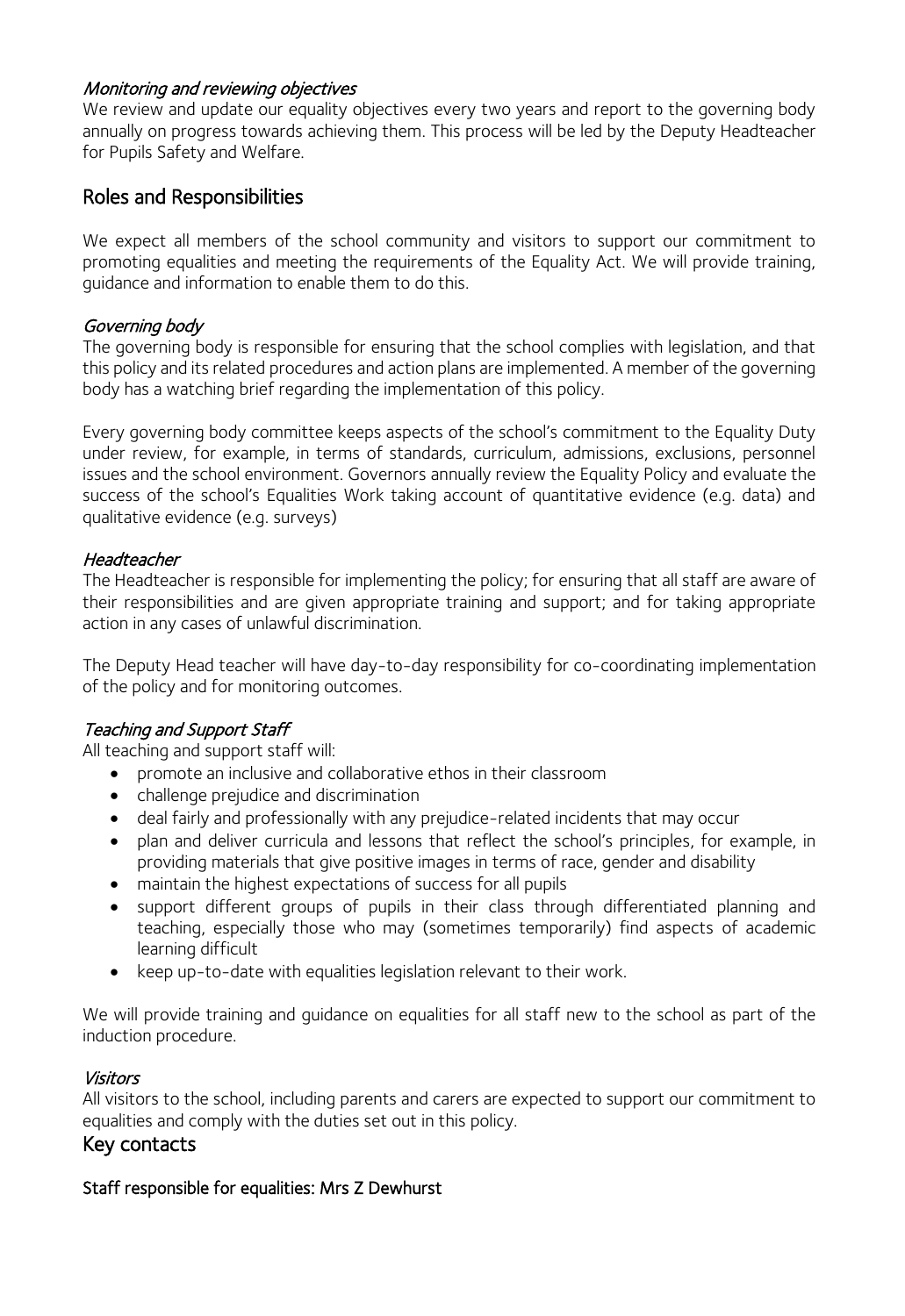### *Monitoring and reviewing objectives*

We review and update our equality objectives every two years and report to the governing body annually on progress towards achieving them. This process will be led by the Deputy Headteacher for Pupils Safety and Welfare.

## Roles and Responsibilities

We expect all members of the school community and visitors to support our commitment to promoting equalities and meeting the requirements of the Equality Act. We will provide training, guidance and information to enable them to do this.

### *Governing body*

The governing body is responsible for ensuring that the school complies with legislation, and that this policy and its related procedures and action plans are implemented. A member of the governing body has a watching brief regarding the implementation of this policy.

Every governing body committee keeps aspects of the school's commitment to the Equality Duty under review, for example, in terms of standards, curriculum, admissions, exclusions, personnel issues and the school environment. Governors annually review the Equality Policy and evaluate the success of the school's Equalities Work taking account of quantitative evidence (e.g. data) and qualitative evidence (e.g. surveys)

### *Headteacher*

The Headteacher is responsible for implementing the policy; for ensuring that all staff are aware of their responsibilities and are given appropriate training and support; and for taking appropriate action in any cases of unlawful discrimination.

The Deputy Head teacher will have day-to-day responsibility for co-coordinating implementation of the policy and for monitoring outcomes.

### *Teaching and Support Staff*

All teaching and support staff will:

- promote an inclusive and collaborative ethos in their classroom
- challenge prejudice and discrimination
- deal fairly and professionally with any prejudice-related incidents that may occur
- plan and deliver curricula and lessons that reflect the school's principles, for example, in providing materials that give positive images in terms of race, gender and disability
- maintain the highest expectations of success for all pupils
- support different groups of pupils in their class through differentiated planning and teaching, especially those who may (sometimes temporarily) find aspects of academic learning difficult
- keep up-to-date with equalities legislation relevant to their work.

We will provide training and guidance on equalities for all staff new to the school as part of the induction procedure.

### *Visitors*

All visitors to the school, including parents and carers are expected to support our commitment to equalities and comply with the duties set out in this policy.

## Key contacts

**Staff responsible for equalities: Mrs Z Dewhurst**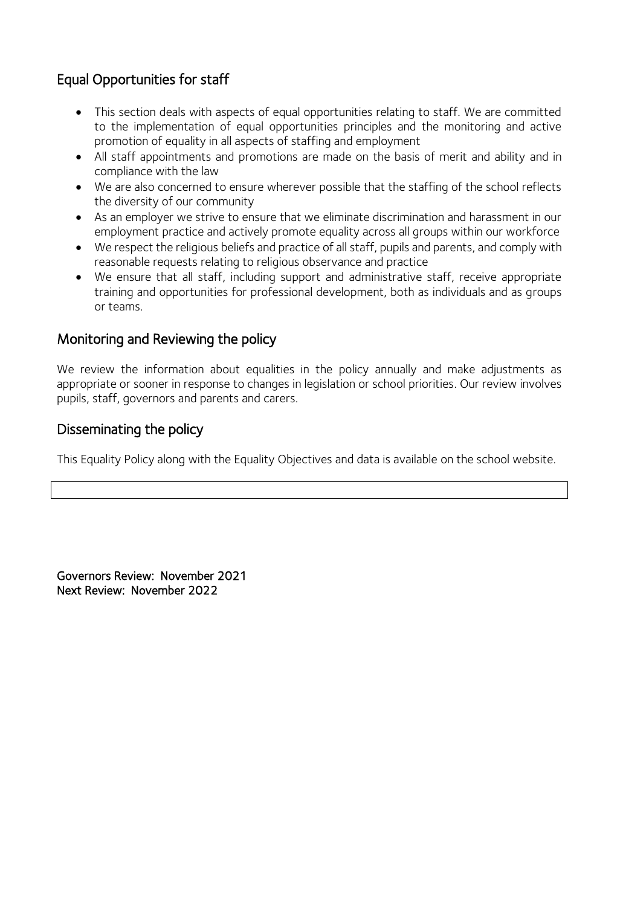## Equal Opportunities for staff

- This section deals with aspects of equal opportunities relating to staff. We are committed to the implementation of equal opportunities principles and the monitoring and active promotion of equality in all aspects of staffing and employment
- All staff appointments and promotions are made on the basis of merit and ability and in compliance with the law
- We are also concerned to ensure wherever possible that the staffing of the school reflects the diversity of our community
- As an employer we strive to ensure that we eliminate discrimination and harassment in our employment practice and actively promote equality across all groups within our workforce
- We respect the religious beliefs and practice of all staff, pupils and parents, and comply with reasonable requests relating to religious observance and practice
- We ensure that all staff, including support and administrative staff, receive appropriate training and opportunities for professional development, both as individuals and as groups or teams.

## Monitoring and Reviewing the policy

We review the information about equalities in the policy annually and make adjustments as appropriate or sooner in response to changes in legislation or school priorities. Our review involves pupils, staff, governors and parents and carers.

## Disseminating the policy

This Equality Policy along with the Equality Objectives and data is available on the school website.

**Governors Review: November 2021**
**Next Review: November 2022**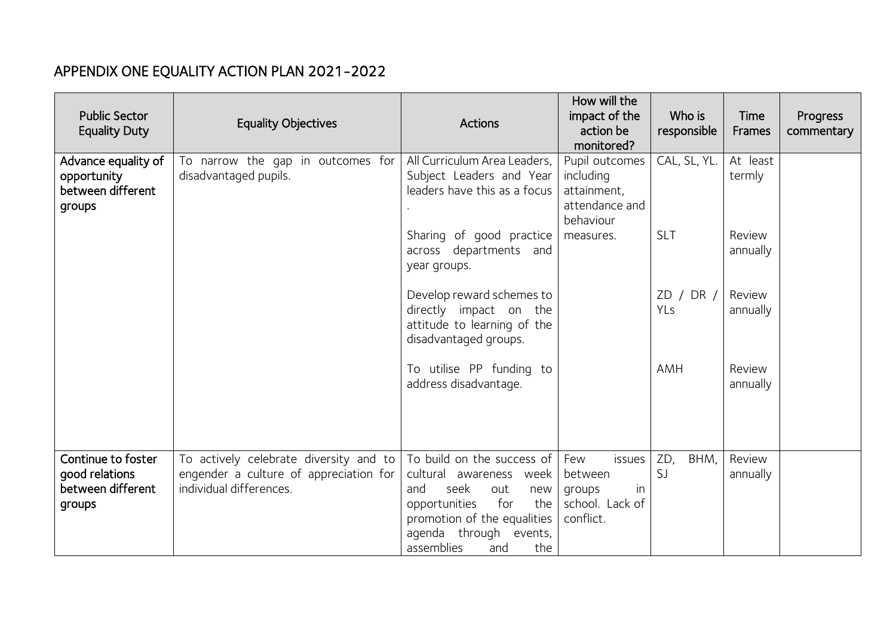## APPENDIX ONE EQUALITY ACTION PLAN 2021-2022

| Public Sector Equality Duty | Equality Objectives | Actions | How will the impact of the action be monitored? | Who is responsible | Time Frames | Progress commentary |
|---|---|---|---|---|---|---|
| **Advance equality of opportunity between different groups** | To narrow the gap in outcomes for disadvantaged pupils. | All Curriculum Area Leaders, Subject Leaders and Year leaders have this as a focus . | Pupil outcomes including attainment, attendance and behaviour measures. | CAL, SL, YL. | At least termly | |
| | | Sharing of good practice across departments and year groups. | | SLT | Review annually | |
| | | Develop reward schemes to directly impact on the attitude to learning of the disadvantaged groups. | | ZD / DR / YLs | Review annually | |
| | | To utilise PP funding to address disadvantage. | | AMH | Review annually | |
| **Continue to foster good relations between different groups** | To actively celebrate diversity and to engender a culture of appreciation for individual differences. | To build on the success of cultural awareness week and seek out new opportunities for the promotion of the equalities agenda through events, assemblies and the | Few issues between groups in school. Lack of conflict. | ZD, BHM, SJ | Review annually | |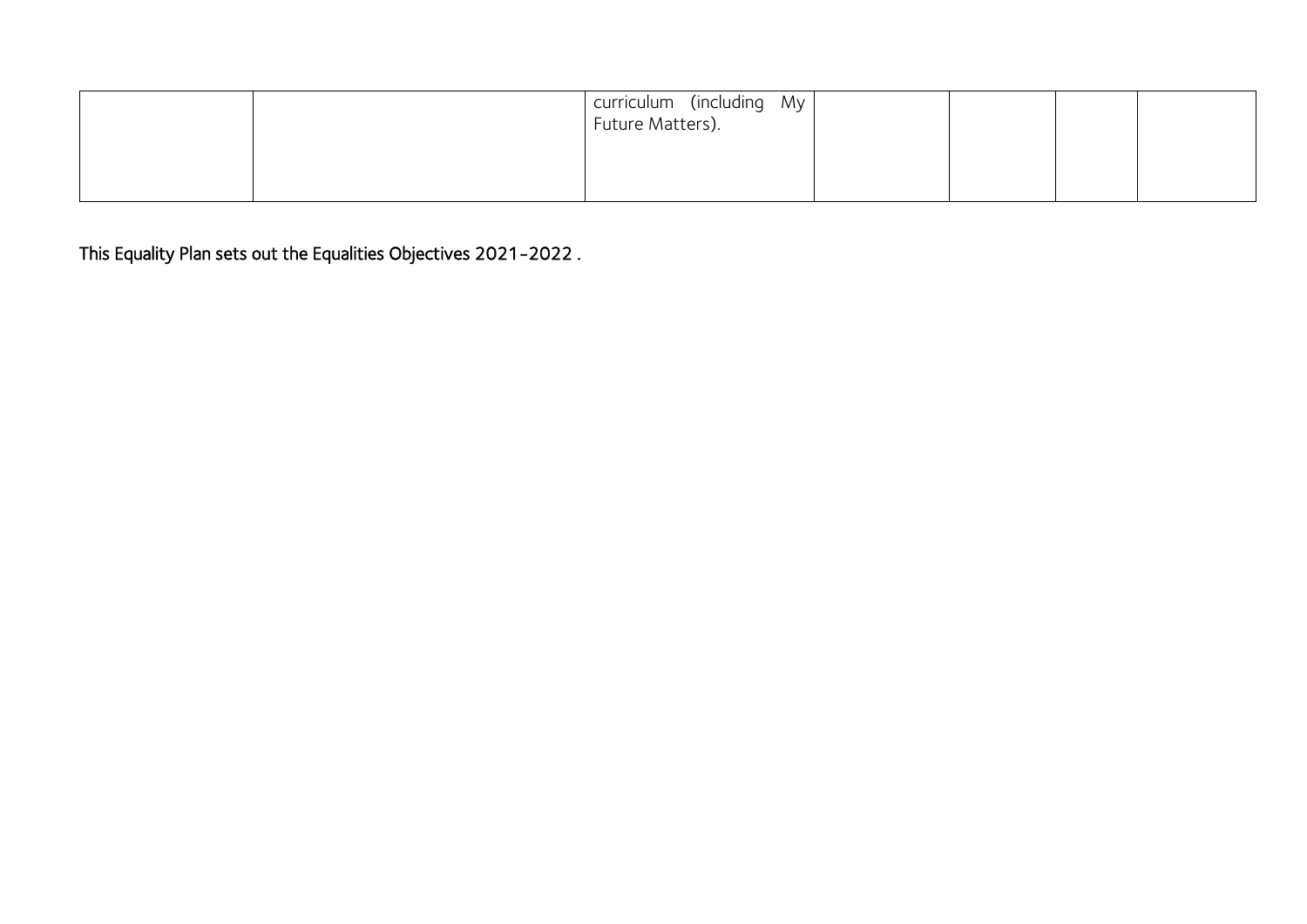| | | | | | | |
|---|---|---|---|---|---|---|
| | | curriculum (including My Future Matters). | | | | |

This Equality Plan sets out the Equalities Objectives 2021-2022 .